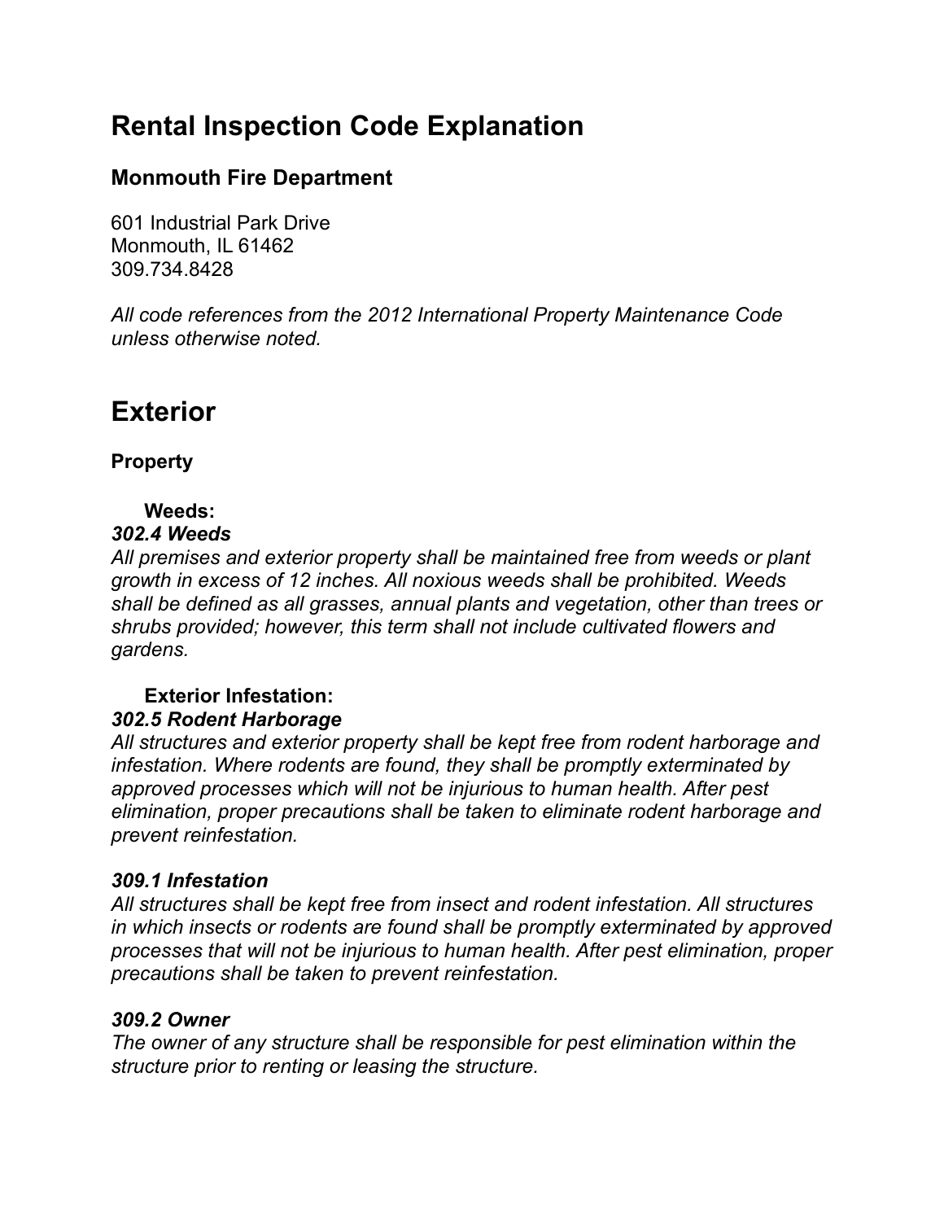# Rental Inspection Code Explanation

## Monmouth Fire Department

601 Industrial Park Drive
Monmouth, IL 61462
309.734.8428

*All code references from the 2012 International Property Maintenance Code unless otherwise noted.*

# Exterior

### Property

**Weeds:**

***302.4 Weeds***

*All premises and exterior property shall be maintained free from weeds or plant growth in excess of 12 inches. All noxious weeds shall be prohibited. Weeds shall be defined as all grasses, annual plants and vegetation, other than trees or shrubs provided; however, this term shall not include cultivated flowers and gardens.*

**Exterior Infestation:**

***302.5 Rodent Harborage***

*All structures and exterior property shall be kept free from rodent harborage and infestation. Where rodents are found, they shall be promptly exterminated by approved processes which will not be injurious to human health. After pest elimination, proper precautions shall be taken to eliminate rodent harborage and prevent reinfestation.*

***309.1 Infestation***

*All structures shall be kept free from insect and rodent infestation. All structures in which insects or rodents are found shall be promptly exterminated by approved processes that will not be injurious to human health. After pest elimination, proper precautions shall be taken to prevent reinfestation.*

***309.2 Owner***

*The owner of any structure shall be responsible for pest elimination within the structure prior to renting or leasing the structure.*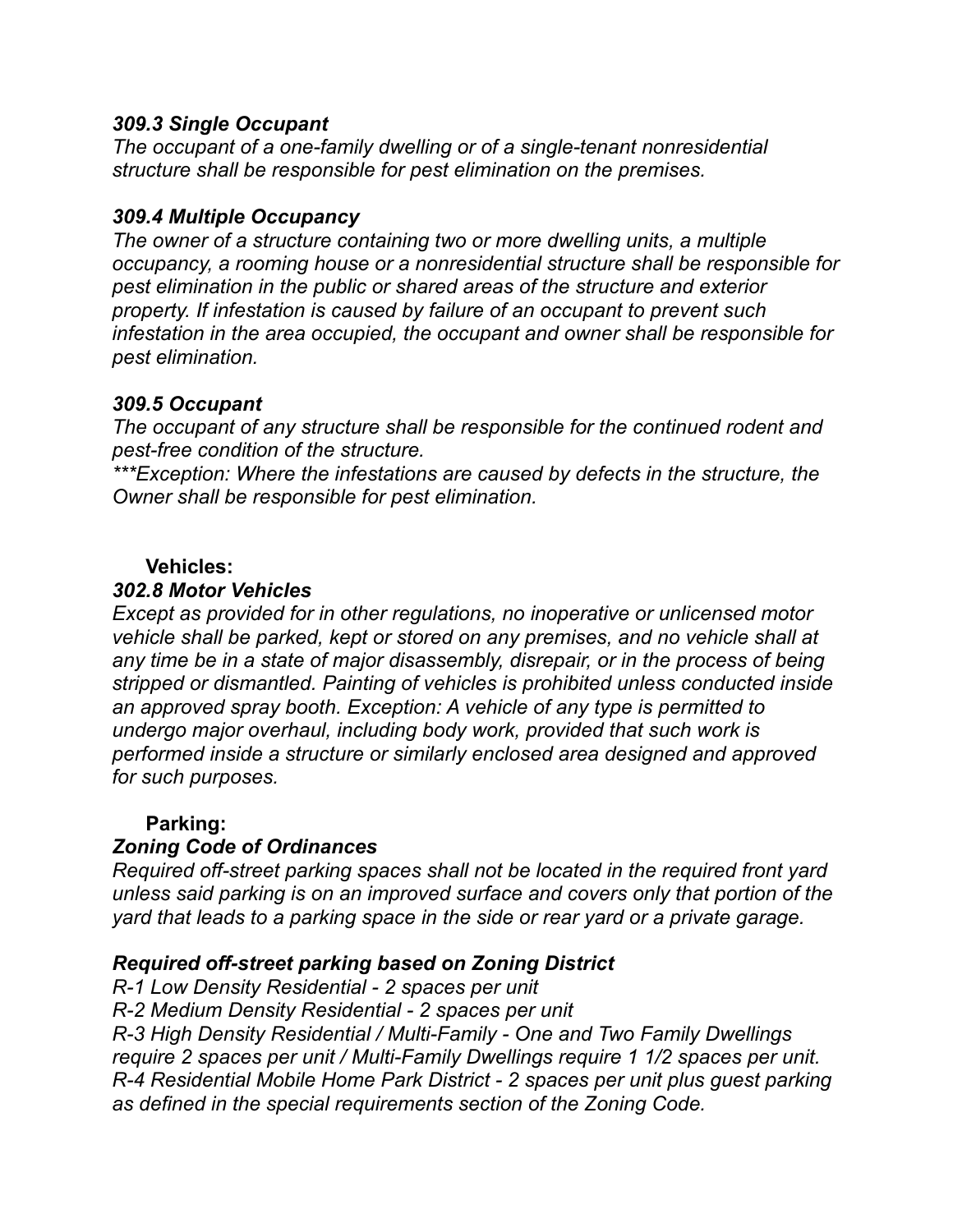***309.3 Single Occupant***
*The occupant of a one-family dwelling or of a single-tenant nonresidential structure shall be responsible for pest elimination on the premises.*

***309.4 Multiple Occupancy***
*The owner of a structure containing two or more dwelling units, a multiple occupancy, a rooming house or a nonresidential structure shall be responsible for pest elimination in the public or shared areas of the structure and exterior property. If infestation is caused by failure of an occupant to prevent such infestation in the area occupied, the occupant and owner shall be responsible for pest elimination.*

***309.5 Occupant***
*The occupant of any structure shall be responsible for the continued rodent and pest-free condition of the structure.*
*\*\*\*Exception: Where the infestations are caused by defects in the structure, the Owner shall be responsible for pest elimination.*

**Vehicles:**

***302.8 Motor Vehicles***
*Except as provided for in other regulations, no inoperative or unlicensed motor vehicle shall be parked, kept or stored on any premises, and no vehicle shall at any time be in a state of major disassembly, disrepair, or in the process of being stripped or dismantled. Painting of vehicles is prohibited unless conducted inside an approved spray booth. Exception: A vehicle of any type is permitted to undergo major overhaul, including body work, provided that such work is performed inside a structure or similarly enclosed area designed and approved for such purposes.*

**Parking:**

***Zoning Code of Ordinances***
*Required off-street parking spaces shall not be located in the required front yard unless said parking is on an improved surface and covers only that portion of the yard that leads to a parking space in the side or rear yard or a private garage.*

***Required off-street parking based on Zoning District***
*R-1 Low Density Residential - 2 spaces per unit*
*R-2 Medium Density Residential - 2 spaces per unit*
*R-3 High Density Residential / Multi-Family - One and Two Family Dwellings require 2 spaces per unit / Multi-Family Dwellings require 1 1/2 spaces per unit.*
*R-4 Residential Mobile Home Park District - 2 spaces per unit plus guest parking as defined in the special requirements section of the Zoning Code.*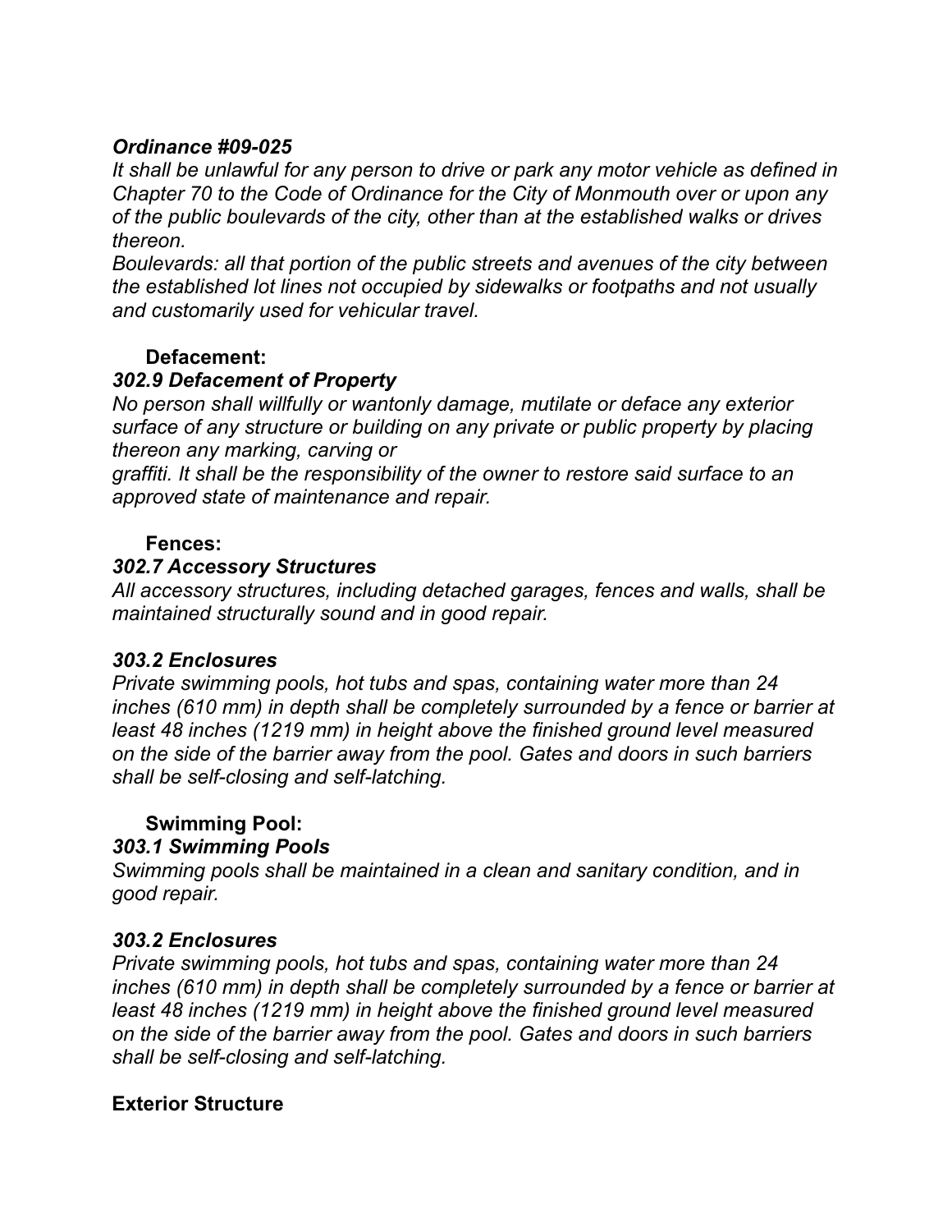***Ordinance #09-025***

*It shall be unlawful for any person to drive or park any motor vehicle as defined in Chapter 70 to the Code of Ordinance for the City of Monmouth over or upon any of the public boulevards of the city, other than at the established walks or drives thereon.*

*Boulevards: all that portion of the public streets and avenues of the city between the established lot lines not occupied by sidewalks or footpaths and not usually and customarily used for vehicular travel.*

**Defacement:**

***302.9 Defacement of Property***

*No person shall willfully or wantonly damage, mutilate or deface any exterior surface of any structure or building on any private or public property by placing thereon any marking, carving or graffiti. It shall be the responsibility of the owner to restore said surface to an approved state of maintenance and repair.*

**Fences:**

***302.7 Accessory Structures***

*All accessory structures, including detached garages, fences and walls, shall be maintained structurally sound and in good repair.*

***303.2 Enclosures***

*Private swimming pools, hot tubs and spas, containing water more than 24 inches (610 mm) in depth shall be completely surrounded by a fence or barrier at least 48 inches (1219 mm) in height above the finished ground level measured on the side of the barrier away from the pool. Gates and doors in such barriers shall be self-closing and self-latching.*

**Swimming Pool:**

***303.1 Swimming Pools***

*Swimming pools shall be maintained in a clean and sanitary condition, and in good repair.*

***303.2 Enclosures***

*Private swimming pools, hot tubs and spas, containing water more than 24 inches (610 mm) in depth shall be completely surrounded by a fence or barrier at least 48 inches (1219 mm) in height above the finished ground level measured on the side of the barrier away from the pool. Gates and doors in such barriers shall be self-closing and self-latching.*

**Exterior Structure**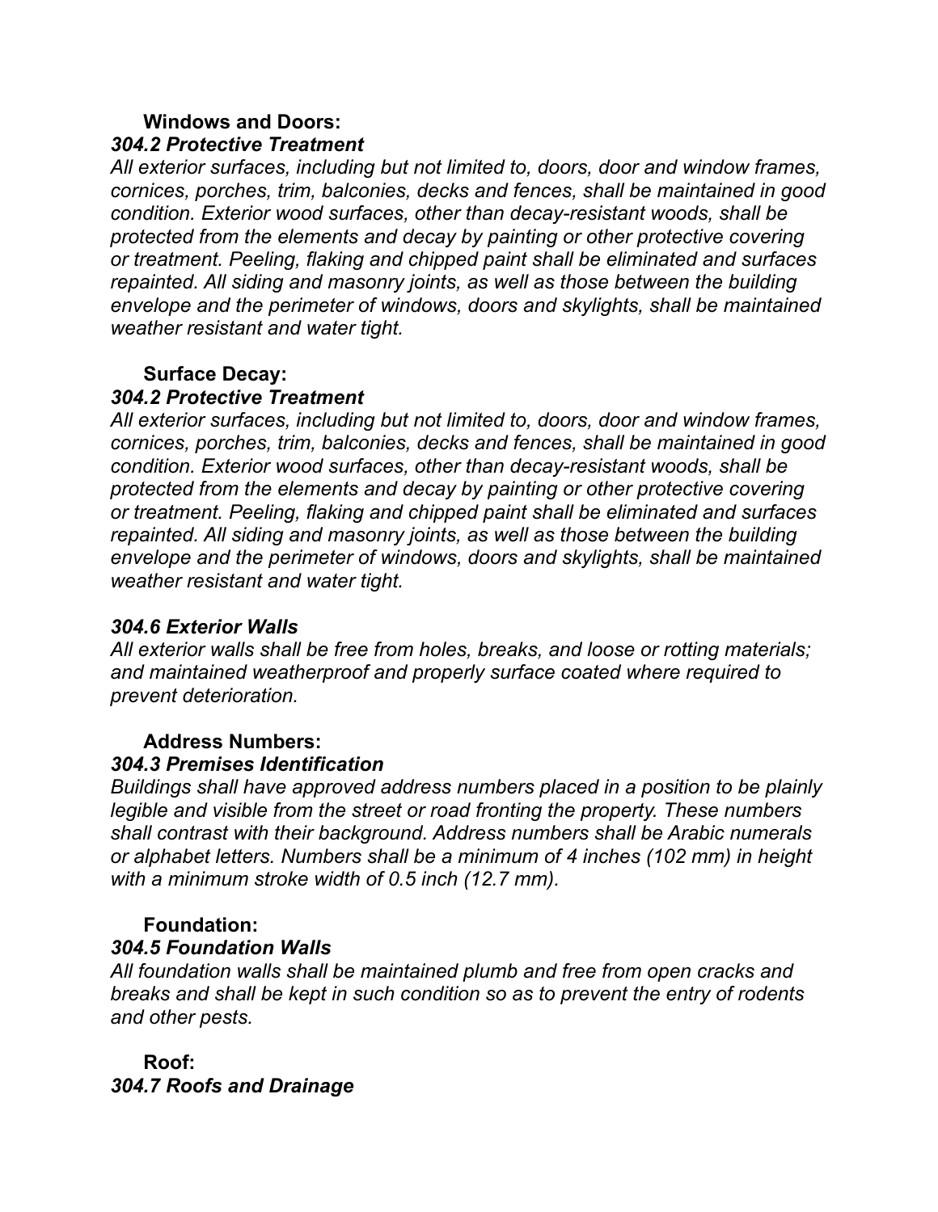**Windows and Doors:**

***304.2 Protective Treatment***

*All exterior surfaces, including but not limited to, doors, door and window frames, cornices, porches, trim, balconies, decks and fences, shall be maintained in good condition. Exterior wood surfaces, other than decay-resistant woods, shall be protected from the elements and decay by painting or other protective covering or treatment. Peeling, flaking and chipped paint shall be eliminated and surfaces repainted. All siding and masonry joints, as well as those between the building envelope and the perimeter of windows, doors and skylights, shall be maintained weather resistant and water tight.*

**Surface Decay:**

***304.2 Protective Treatment***

*All exterior surfaces, including but not limited to, doors, door and window frames, cornices, porches, trim, balconies, decks and fences, shall be maintained in good condition. Exterior wood surfaces, other than decay-resistant woods, shall be protected from the elements and decay by painting or other protective covering or treatment. Peeling, flaking and chipped paint shall be eliminated and surfaces repainted. All siding and masonry joints, as well as those between the building envelope and the perimeter of windows, doors and skylights, shall be maintained weather resistant and water tight.*

***304.6 Exterior Walls***

*All exterior walls shall be free from holes, breaks, and loose or rotting materials; and maintained weatherproof and properly surface coated where required to prevent deterioration.*

**Address Numbers:**

***304.3 Premises Identification***

*Buildings shall have approved address numbers placed in a position to be plainly legible and visible from the street or road fronting the property. These numbers shall contrast with their background. Address numbers shall be Arabic numerals or alphabet letters. Numbers shall be a minimum of 4 inches (102 mm) in height with a minimum stroke width of 0.5 inch (12.7 mm).*

**Foundation:**

***304.5 Foundation Walls***

*All foundation walls shall be maintained plumb and free from open cracks and breaks and shall be kept in such condition so as to prevent the entry of rodents and other pests.*

**Roof:**

***304.7 Roofs and Drainage***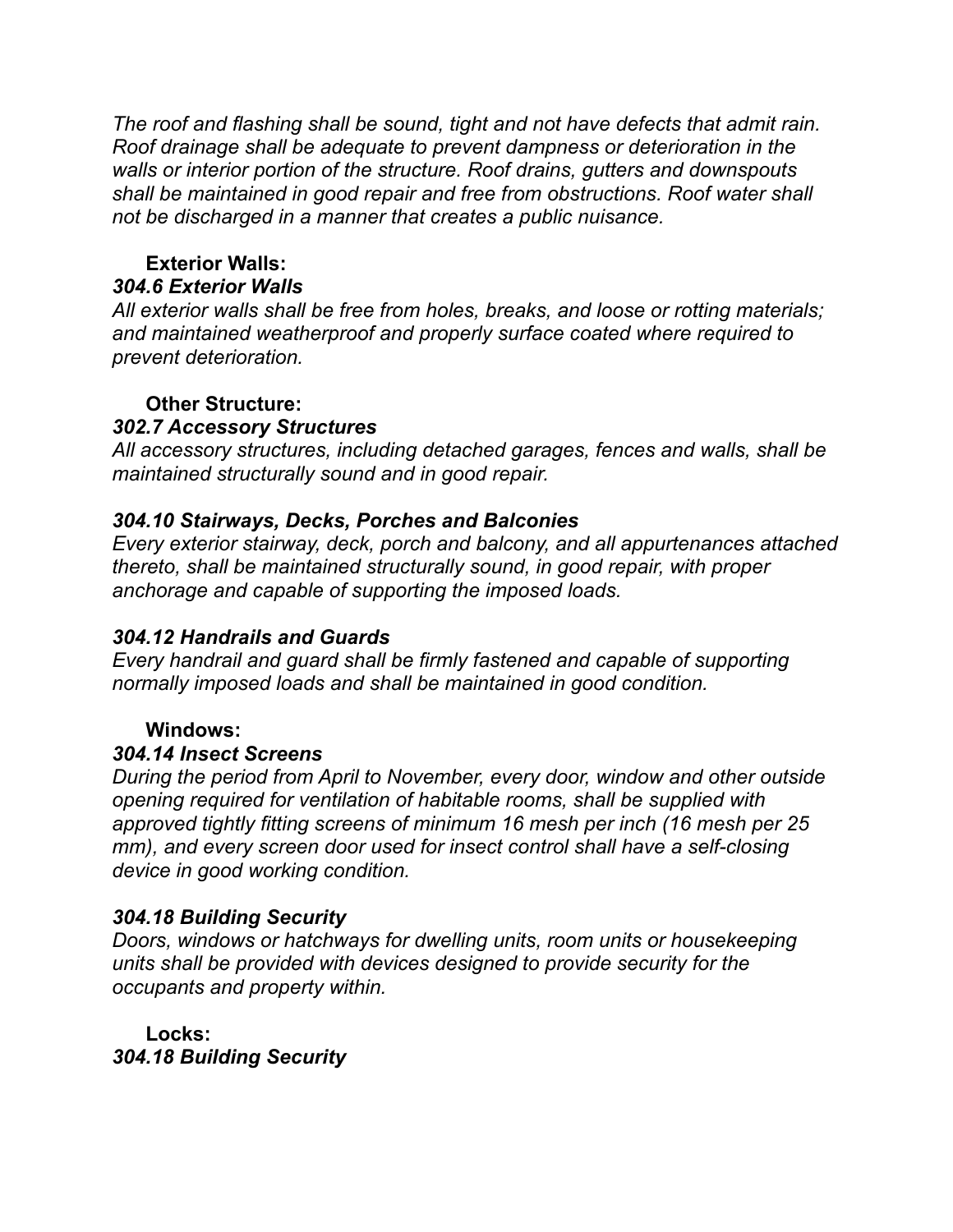*The roof and flashing shall be sound, tight and not have defects that admit rain. Roof drainage shall be adequate to prevent dampness or deterioration in the walls or interior portion of the structure. Roof drains, gutters and downspouts shall be maintained in good repair and free from obstructions. Roof water shall not be discharged in a manner that creates a public nuisance.*

**Exterior Walls:**

***304.6 Exterior Walls***

*All exterior walls shall be free from holes, breaks, and loose or rotting materials; and maintained weatherproof and properly surface coated where required to prevent deterioration.*

**Other Structure:**

***302.7 Accessory Structures***

*All accessory structures, including detached garages, fences and walls, shall be maintained structurally sound and in good repair.*

***304.10 Stairways, Decks, Porches and Balconies***

*Every exterior stairway, deck, porch and balcony, and all appurtenances attached thereto, shall be maintained structurally sound, in good repair, with proper anchorage and capable of supporting the imposed loads.*

***304.12 Handrails and Guards***

*Every handrail and guard shall be firmly fastened and capable of supporting normally imposed loads and shall be maintained in good condition.*

**Windows:**

***304.14 Insect Screens***

*During the period from April to November, every door, window and other outside opening required for ventilation of habitable rooms, shall be supplied with approved tightly fitting screens of minimum 16 mesh per inch (16 mesh per 25 mm), and every screen door used for insect control shall have a self-closing device in good working condition.*

***304.18 Building Security***

*Doors, windows or hatchways for dwelling units, room units or housekeeping units shall be provided with devices designed to provide security for the occupants and property within.*

**Locks:**

***304.18 Building Security***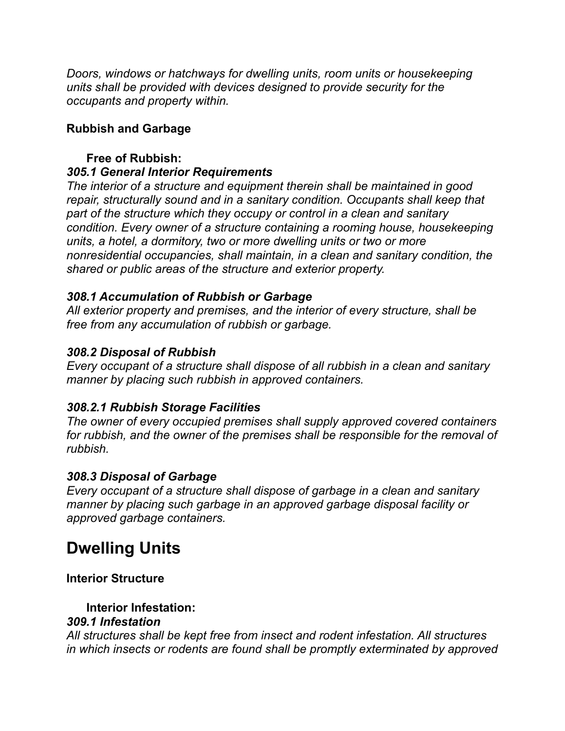*Doors, windows or hatchways for dwelling units, room units or housekeeping units shall be provided with devices designed to provide security for the occupants and property within.*

**Rubbish and Garbage**

**Free of Rubbish:**

***305.1 General Interior Requirements***

*The interior of a structure and equipment therein shall be maintained in good repair, structurally sound and in a sanitary condition. Occupants shall keep that part of the structure which they occupy or control in a clean and sanitary condition. Every owner of a structure containing a rooming house, housekeeping units, a hotel, a dormitory, two or more dwelling units or two or more nonresidential occupancies, shall maintain, in a clean and sanitary condition, the shared or public areas of the structure and exterior property.*

***308.1 Accumulation of Rubbish or Garbage***

*All exterior property and premises, and the interior of every structure, shall be free from any accumulation of rubbish or garbage.*

***308.2 Disposal of Rubbish***

*Every occupant of a structure shall dispose of all rubbish in a clean and sanitary manner by placing such rubbish in approved containers.*

***308.2.1 Rubbish Storage Facilities***

*The owner of every occupied premises shall supply approved covered containers for rubbish, and the owner of the premises shall be responsible for the removal of rubbish.*

***308.3 Disposal of Garbage***

*Every occupant of a structure shall dispose of garbage in a clean and sanitary manner by placing such garbage in an approved garbage disposal facility or approved garbage containers.*

# Dwelling Units

**Interior Structure**

**Interior Infestation:**

***309.1 Infestation***

*All structures shall be kept free from insect and rodent infestation. All structures in which insects or rodents are found shall be promptly exterminated by approved*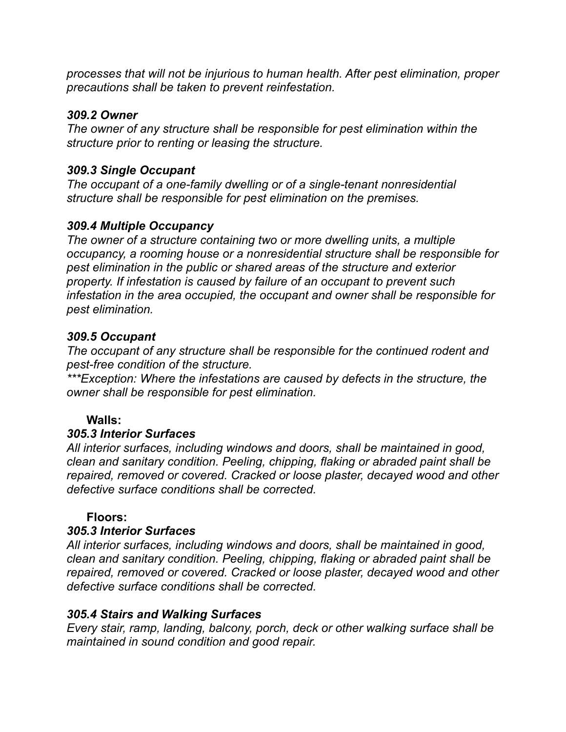*processes that will not be injurious to human health. After pest elimination, proper precautions shall be taken to prevent reinfestation.*

***309.2 Owner***
*The owner of any structure shall be responsible for pest elimination within the structure prior to renting or leasing the structure.*

***309.3 Single Occupant***
*The occupant of a one-family dwelling or of a single-tenant nonresidential structure shall be responsible for pest elimination on the premises.*

***309.4 Multiple Occupancy***
*The owner of a structure containing two or more dwelling units, a multiple occupancy, a rooming house or a nonresidential structure shall be responsible for pest elimination in the public or shared areas of the structure and exterior property. If infestation is caused by failure of an occupant to prevent such infestation in the area occupied, the occupant and owner shall be responsible for pest elimination.*

***309.5 Occupant***
*The occupant of any structure shall be responsible for the continued rodent and pest-free condition of the structure.*
****Exception: Where the infestations are caused by defects in the structure, the owner shall be responsible for pest elimination.*

**Walls:**

***305.3 Interior Surfaces***
*All interior surfaces, including windows and doors, shall be maintained in good, clean and sanitary condition. Peeling, chipping, flaking or abraded paint shall be repaired, removed or covered. Cracked or loose plaster, decayed wood and other defective surface conditions shall be corrected.*

**Floors:**

***305.3 Interior Surfaces***
*All interior surfaces, including windows and doors, shall be maintained in good, clean and sanitary condition. Peeling, chipping, flaking or abraded paint shall be repaired, removed or covered. Cracked or loose plaster, decayed wood and other defective surface conditions shall be corrected.*

***305.4 Stairs and Walking Surfaces***
*Every stair, ramp, landing, balcony, porch, deck or other walking surface shall be maintained in sound condition and good repair.*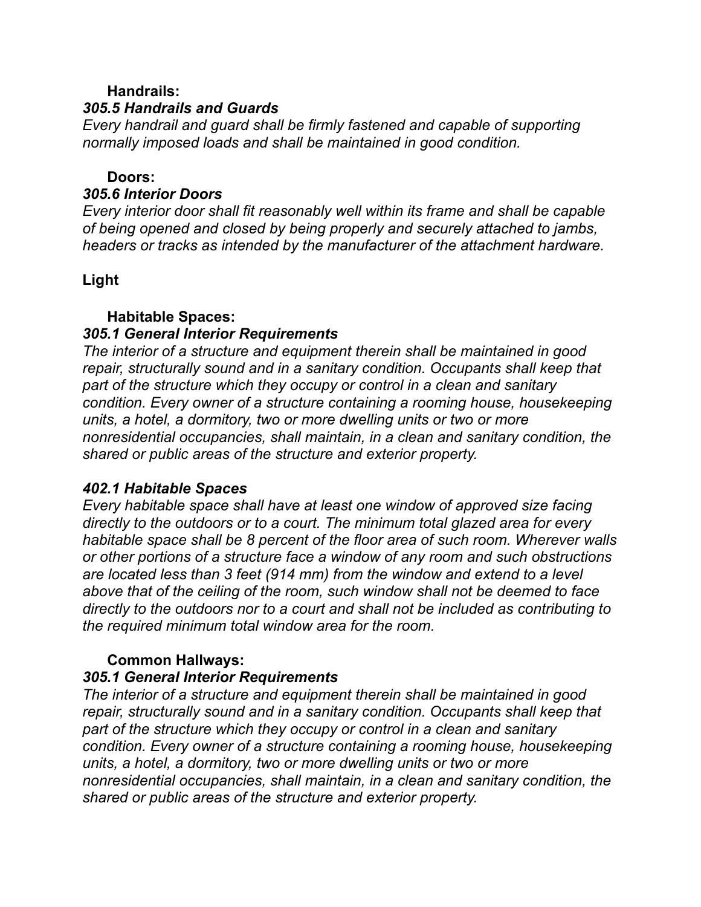**Handrails:**

***305.5 Handrails and Guards***

*Every handrail and guard shall be firmly fastened and capable of supporting normally imposed loads and shall be maintained in good condition.*

**Doors:**

***305.6 Interior Doors***

*Every interior door shall fit reasonably well within its frame and shall be capable of being opened and closed by being properly and securely attached to jambs, headers or tracks as intended by the manufacturer of the attachment hardware.*

**Light**

**Habitable Spaces:**

***305.1 General Interior Requirements***

*The interior of a structure and equipment therein shall be maintained in good repair, structurally sound and in a sanitary condition. Occupants shall keep that part of the structure which they occupy or control in a clean and sanitary condition. Every owner of a structure containing a rooming house, housekeeping units, a hotel, a dormitory, two or more dwelling units or two or more nonresidential occupancies, shall maintain, in a clean and sanitary condition, the shared or public areas of the structure and exterior property.*

***402.1 Habitable Spaces***

*Every habitable space shall have at least one window of approved size facing directly to the outdoors or to a court. The minimum total glazed area for every habitable space shall be 8 percent of the floor area of such room. Wherever walls or other portions of a structure face a window of any room and such obstructions are located less than 3 feet (914 mm) from the window and extend to a level above that of the ceiling of the room, such window shall not be deemed to face directly to the outdoors nor to a court and shall not be included as contributing to the required minimum total window area for the room.*

**Common Hallways:**

***305.1 General Interior Requirements***

*The interior of a structure and equipment therein shall be maintained in good repair, structurally sound and in a sanitary condition. Occupants shall keep that part of the structure which they occupy or control in a clean and sanitary condition. Every owner of a structure containing a rooming house, housekeeping units, a hotel, a dormitory, two or more dwelling units or two or more nonresidential occupancies, shall maintain, in a clean and sanitary condition, the shared or public areas of the structure and exterior property.*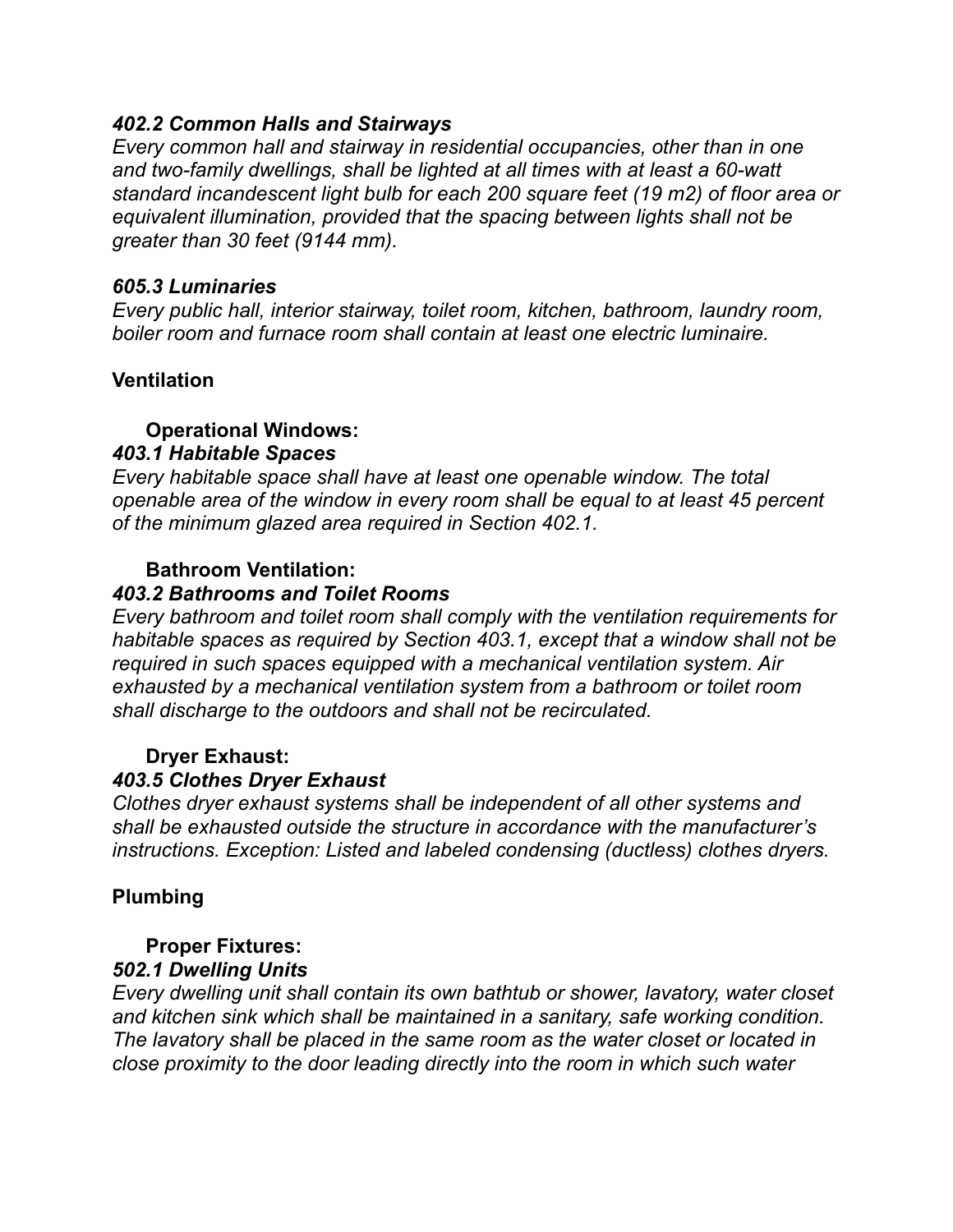***402.2 Common Halls and Stairways***
*Every common hall and stairway in residential occupancies, other than in one and two-family dwellings, shall be lighted at all times with at least a 60-watt standard incandescent light bulb for each 200 square feet (19 m2) of floor area or equivalent illumination, provided that the spacing between lights shall not be greater than 30 feet (9144 mm).*

***605.3 Luminaries***
*Every public hall, interior stairway, toilet room, kitchen, bathroom, laundry room, boiler room and furnace room shall contain at least one electric luminaire.*

**Ventilation**

**Operational Windows:**
***403.1 Habitable Spaces***
*Every habitable space shall have at least one openable window. The total openable area of the window in every room shall be equal to at least 45 percent of the minimum glazed area required in Section 402.1.*

**Bathroom Ventilation:**
***403.2 Bathrooms and Toilet Rooms***
*Every bathroom and toilet room shall comply with the ventilation requirements for habitable spaces as required by Section 403.1, except that a window shall not be required in such spaces equipped with a mechanical ventilation system. Air exhausted by a mechanical ventilation system from a bathroom or toilet room shall discharge to the outdoors and shall not be recirculated.*

**Dryer Exhaust:**
***403.5 Clothes Dryer Exhaust***
*Clothes dryer exhaust systems shall be independent of all other systems and shall be exhausted outside the structure in accordance with the manufacturer's instructions. Exception: Listed and labeled condensing (ductless) clothes dryers.*

**Plumbing**

**Proper Fixtures:**
***502.1 Dwelling Units***
*Every dwelling unit shall contain its own bathtub or shower, lavatory, water closet and kitchen sink which shall be maintained in a sanitary, safe working condition. The lavatory shall be placed in the same room as the water closet or located in close proximity to the door leading directly into the room in which such water*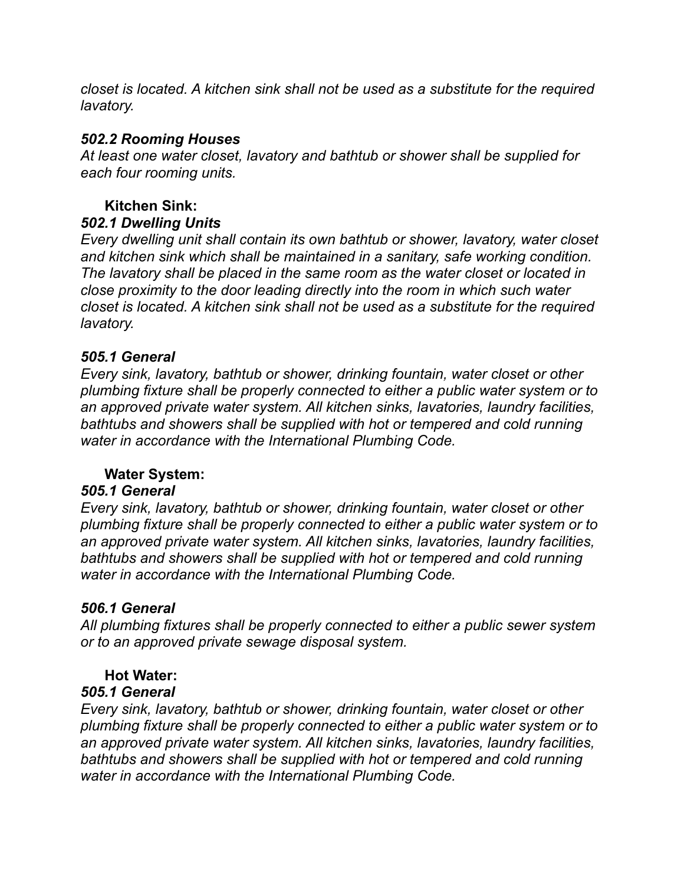*closet is located. A kitchen sink shall not be used as a substitute for the required lavatory.*

***502.2 Rooming Houses***
*At least one water closet, lavatory and bathtub or shower shall be supplied for each four rooming units.*

**Kitchen Sink:**

***502.1 Dwelling Units***
*Every dwelling unit shall contain its own bathtub or shower, lavatory, water closet and kitchen sink which shall be maintained in a sanitary, safe working condition. The lavatory shall be placed in the same room as the water closet or located in close proximity to the door leading directly into the room in which such water closet is located. A kitchen sink shall not be used as a substitute for the required lavatory.*

***505.1 General***
*Every sink, lavatory, bathtub or shower, drinking fountain, water closet or other plumbing fixture shall be properly connected to either a public water system or to an approved private water system. All kitchen sinks, lavatories, laundry facilities, bathtubs and showers shall be supplied with hot or tempered and cold running water in accordance with the International Plumbing Code.*

**Water System:**

***505.1 General***
*Every sink, lavatory, bathtub or shower, drinking fountain, water closet or other plumbing fixture shall be properly connected to either a public water system or to an approved private water system. All kitchen sinks, lavatories, laundry facilities, bathtubs and showers shall be supplied with hot or tempered and cold running water in accordance with the International Plumbing Code.*

***506.1 General***
*All plumbing fixtures shall be properly connected to either a public sewer system or to an approved private sewage disposal system.*

**Hot Water:**

***505.1 General***
*Every sink, lavatory, bathtub or shower, drinking fountain, water closet or other plumbing fixture shall be properly connected to either a public water system or to an approved private water system. All kitchen sinks, lavatories, laundry facilities, bathtubs and showers shall be supplied with hot or tempered and cold running water in accordance with the International Plumbing Code.*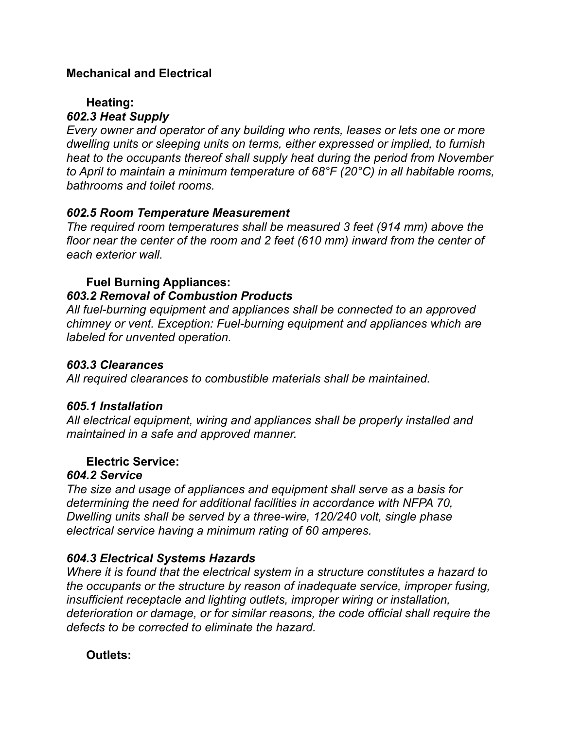**Mechanical and Electrical**

**Heating:**

***602.3 Heat Supply***

*Every owner and operator of any building who rents, leases or lets one or more dwelling units or sleeping units on terms, either expressed or implied, to furnish heat to the occupants thereof shall supply heat during the period from November to April to maintain a minimum temperature of 68°F (20°C) in all habitable rooms, bathrooms and toilet rooms.*

***602.5 Room Temperature Measurement***

*The required room temperatures shall be measured 3 feet (914 mm) above the floor near the center of the room and 2 feet (610 mm) inward from the center of each exterior wall.*

**Fuel Burning Appliances:**

***603.2 Removal of Combustion Products***

*All fuel-burning equipment and appliances shall be connected to an approved chimney or vent. Exception: Fuel-burning equipment and appliances which are labeled for unvented operation.*

***603.3 Clearances***

*All required clearances to combustible materials shall be maintained.*

***605.1 Installation***

*All electrical equipment, wiring and appliances shall be properly installed and maintained in a safe and approved manner.*

**Electric Service:**

***604.2 Service***

*The size and usage of appliances and equipment shall serve as a basis for determining the need for additional facilities in accordance with NFPA 70, Dwelling units shall be served by a three-wire, 120/240 volt, single phase electrical service having a minimum rating of 60 amperes.*

***604.3 Electrical Systems Hazards***

*Where it is found that the electrical system in a structure constitutes a hazard to the occupants or the structure by reason of inadequate service, improper fusing, insufficient receptacle and lighting outlets, improper wiring or installation, deterioration or damage, or for similar reasons, the code official shall require the defects to be corrected to eliminate the hazard.*

**Outlets:**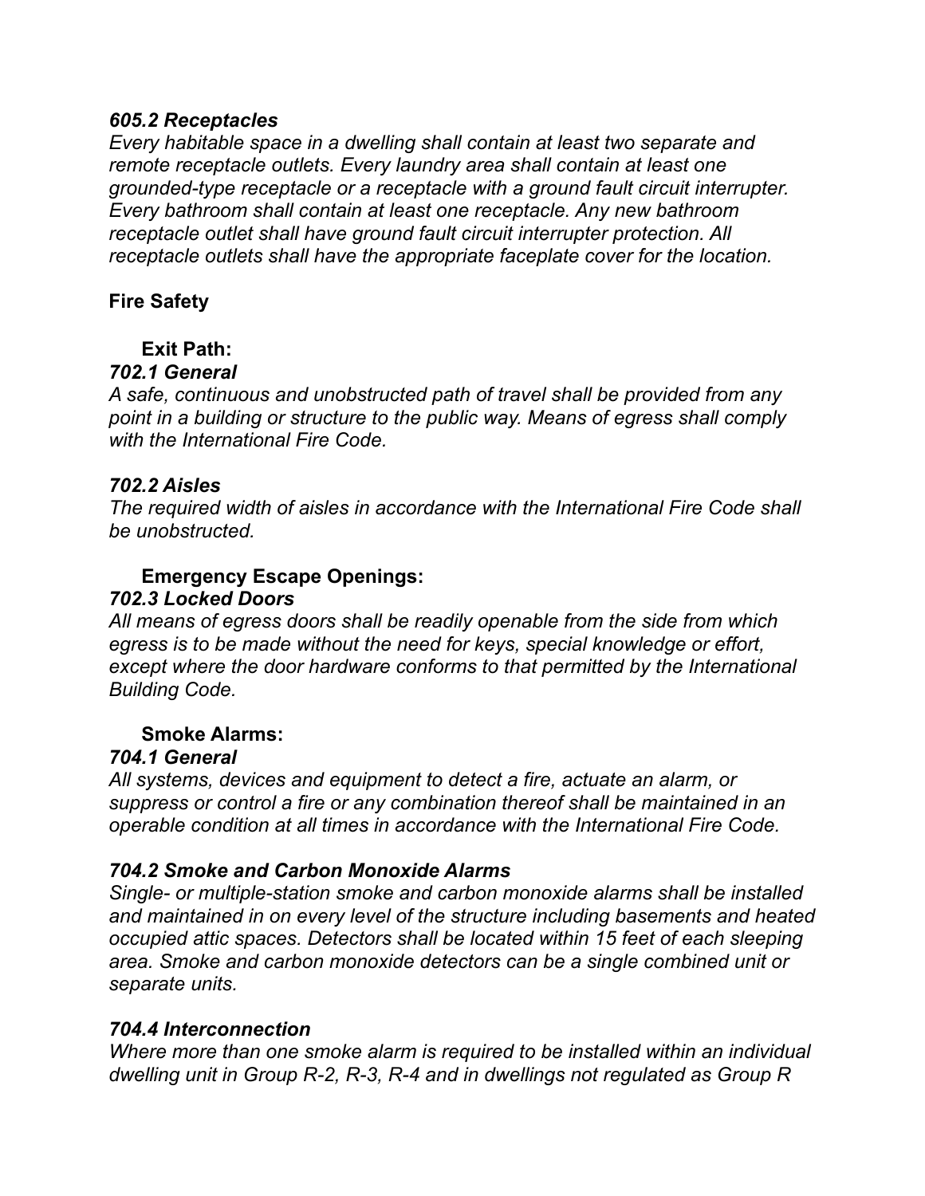***605.2 Receptacles***
*Every habitable space in a dwelling shall contain at least two separate and remote receptacle outlets. Every laundry area shall contain at least one grounded-type receptacle or a receptacle with a ground fault circuit interrupter. Every bathroom shall contain at least one receptacle. Any new bathroom receptacle outlet shall have ground fault circuit interrupter protection. All receptacle outlets shall have the appropriate faceplate cover for the location.*

## Fire Safety

### Exit Path:

***702.1 General***
*A safe, continuous and unobstructed path of travel shall be provided from any point in a building or structure to the public way. Means of egress shall comply with the International Fire Code.*

***702.2 Aisles***
*The required width of aisles in accordance with the International Fire Code shall be unobstructed.*

### Emergency Escape Openings:

***702.3 Locked Doors***
*All means of egress doors shall be readily openable from the side from which egress is to be made without the need for keys, special knowledge or effort, except where the door hardware conforms to that permitted by the International Building Code.*

### Smoke Alarms:

***704.1 General***
*All systems, devices and equipment to detect a fire, actuate an alarm, or suppress or control a fire or any combination thereof shall be maintained in an operable condition at all times in accordance with the International Fire Code.*

***704.2 Smoke and Carbon Monoxide Alarms***
*Single- or multiple-station smoke and carbon monoxide alarms shall be installed and maintained in on every level of the structure including basements and heated occupied attic spaces. Detectors shall be located within 15 feet of each sleeping area. Smoke and carbon monoxide detectors can be a single combined unit or separate units.*

***704.4 Interconnection***
*Where more than one smoke alarm is required to be installed within an individual dwelling unit in Group R-2, R-3, R-4 and in dwellings not regulated as Group R*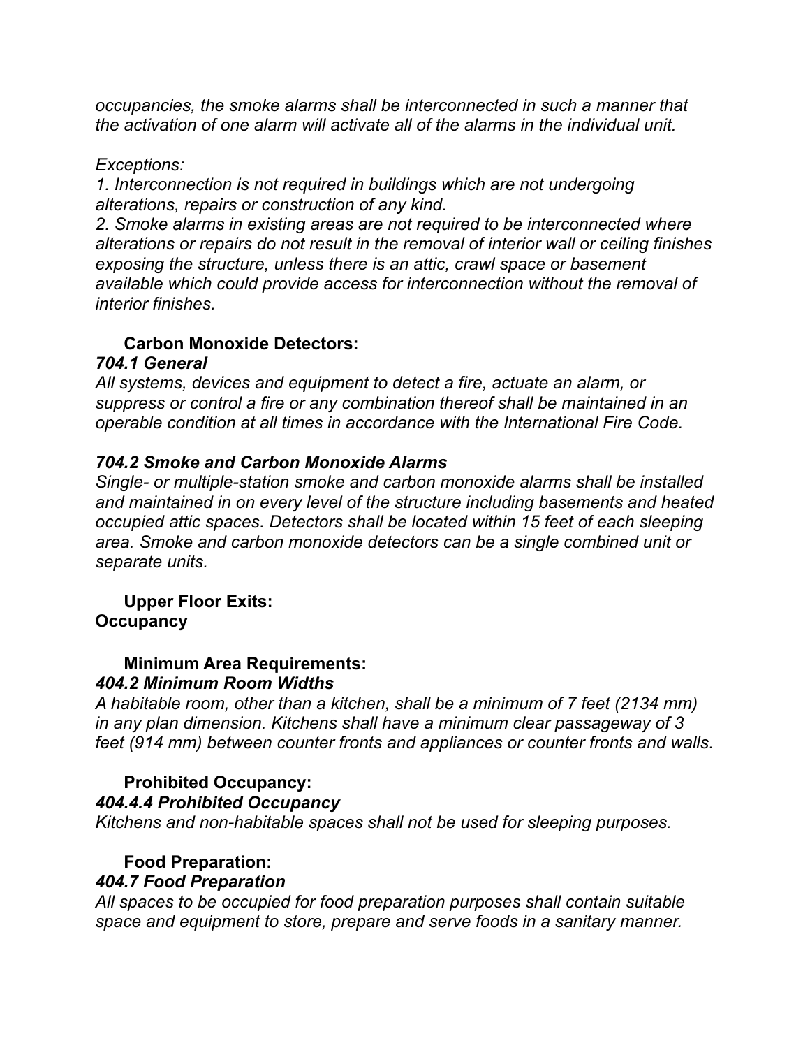*occupancies, the smoke alarms shall be interconnected in such a manner that the activation of one alarm will activate all of the alarms in the individual unit.*

*Exceptions:*
*1. Interconnection is not required in buildings which are not undergoing alterations, repairs or construction of any kind.*
*2. Smoke alarms in existing areas are not required to be interconnected where alterations or repairs do not result in the removal of interior wall or ceiling finishes exposing the structure, unless there is an attic, crawl space or basement available which could provide access for interconnection without the removal of interior finishes.*

**Carbon Monoxide Detectors:**
***704.1 General***
*All systems, devices and equipment to detect a fire, actuate an alarm, or suppress or control a fire or any combination thereof shall be maintained in an operable condition at all times in accordance with the International Fire Code.*

***704.2 Smoke and Carbon Monoxide Alarms***
*Single- or multiple-station smoke and carbon monoxide alarms shall be installed and maintained in on every level of the structure including basements and heated occupied attic spaces. Detectors shall be located within 15 feet of each sleeping area. Smoke and carbon monoxide detectors can be a single combined unit or separate units.*

**Upper Floor Exits:**
**Occupancy**

**Minimum Area Requirements:**
***404.2 Minimum Room Widths***
*A habitable room, other than a kitchen, shall be a minimum of 7 feet (2134 mm) in any plan dimension. Kitchens shall have a minimum clear passageway of 3 feet (914 mm) between counter fronts and appliances or counter fronts and walls.*

**Prohibited Occupancy:**
***404.4.4 Prohibited Occupancy***
*Kitchens and non-habitable spaces shall not be used for sleeping purposes.*

**Food Preparation:**
***404.7 Food Preparation***
*All spaces to be occupied for food preparation purposes shall contain suitable space and equipment to store, prepare and serve foods in a sanitary manner.*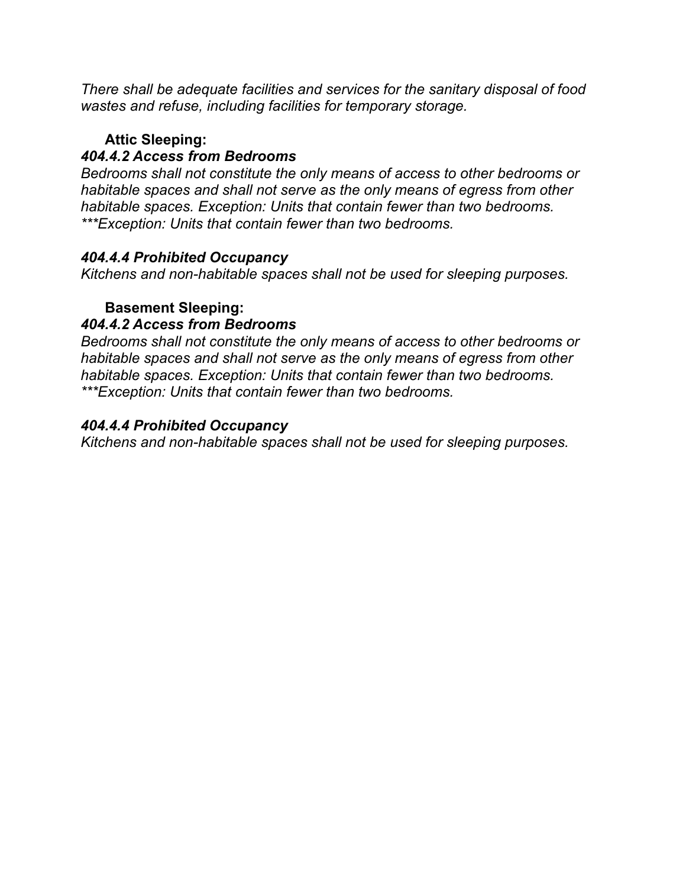*There shall be adequate facilities and services for the sanitary disposal of food wastes and refuse, including facilities for temporary storage.*

**Attic Sleeping:**

***404.4.2 Access from Bedrooms***

*Bedrooms shall not constitute the only means of access to other bedrooms or habitable spaces and shall not serve as the only means of egress from other habitable spaces. Exception: Units that contain fewer than two bedrooms.*
*\*\*\*Exception: Units that contain fewer than two bedrooms.*

***404.4.4 Prohibited Occupancy***

*Kitchens and non-habitable spaces shall not be used for sleeping purposes.*

**Basement Sleeping:**

***404.4.2 Access from Bedrooms***

*Bedrooms shall not constitute the only means of access to other bedrooms or habitable spaces and shall not serve as the only means of egress from other habitable spaces. Exception: Units that contain fewer than two bedrooms.*
*\*\*\*Exception: Units that contain fewer than two bedrooms.*

***404.4.4 Prohibited Occupancy***

*Kitchens and non-habitable spaces shall not be used for sleeping purposes.*